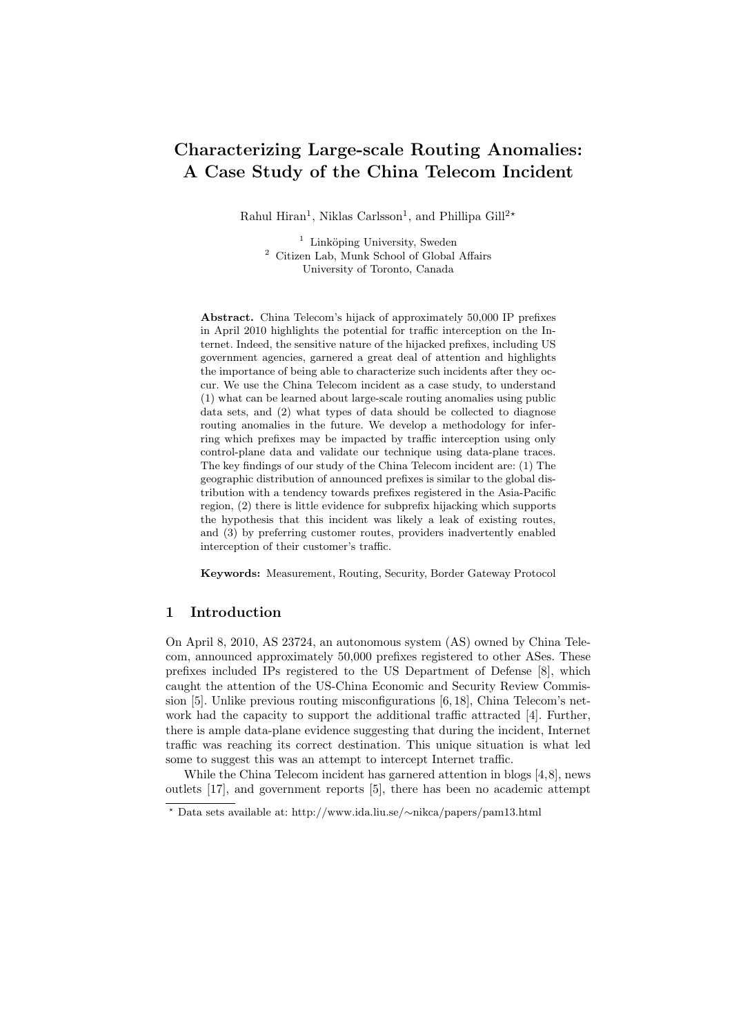# Characterizing Large-scale Routing Anomalies: A Case Study of the China Telecom Incident

Rahul Hiran[1], Niklas Carlsson[1], and Phillipa Gill[2]*

[1] Linköping University, Sweden
[2] Citizen Lab, Munk School of Global Affairs
University of Toronto, Canada

**Abstract.** China Telecom's hijack of approximately 50,000 IP prefixes in April 2010 highlights the potential for traffic interception on the Internet. Indeed, the sensitive nature of the hijacked prefixes, including US government agencies, garnered a great deal of attention and highlights the importance of being able to characterize such incidents after they occur. We use the China Telecom incident as a case study, to understand (1) what can be learned about large-scale routing anomalies using public data sets, and (2) what types of data should be collected to diagnose routing anomalies in the future. We develop a methodology for inferring which prefixes may be impacted by traffic interception using only control-plane data and validate our technique using data-plane traces. The key findings of our study of the China Telecom incident are: (1) The geographic distribution of announced prefixes is similar to the global distribution with a tendency towards prefixes registered in the Asia-Pacific region, (2) there is little evidence for subprefix hijacking which supports the hypothesis that this incident was likely a leak of existing routes, and (3) by preferring customer routes, providers inadvertently enabled interception of their customer's traffic.

**Keywords:** Measurement, Routing, Security, Border Gateway Protocol

## 1 Introduction

On April 8, 2010, AS 23724, an autonomous system (AS) owned by China Telecom, announced approximately 50,000 prefixes registered to other ASes. These prefixes included IPs registered to the US Department of Defense [8], which caught the attention of the US-China Economic and Security Review Commission [5]. Unlike previous routing misconfigurations [6, 18], China Telecom's network had the capacity to support the additional traffic attracted [4]. Further, there is ample data-plane evidence suggesting that during the incident, Internet traffic was reaching its correct destination. This unique situation is what led some to suggest this was an attempt to intercept Internet traffic.

While the China Telecom incident has garnered attention in blogs [4, 8], news outlets [17], and government reports [5], there has been no academic attempt

* Data sets available at: http://www.ida.liu.se/∼nikca/papers/pam13.html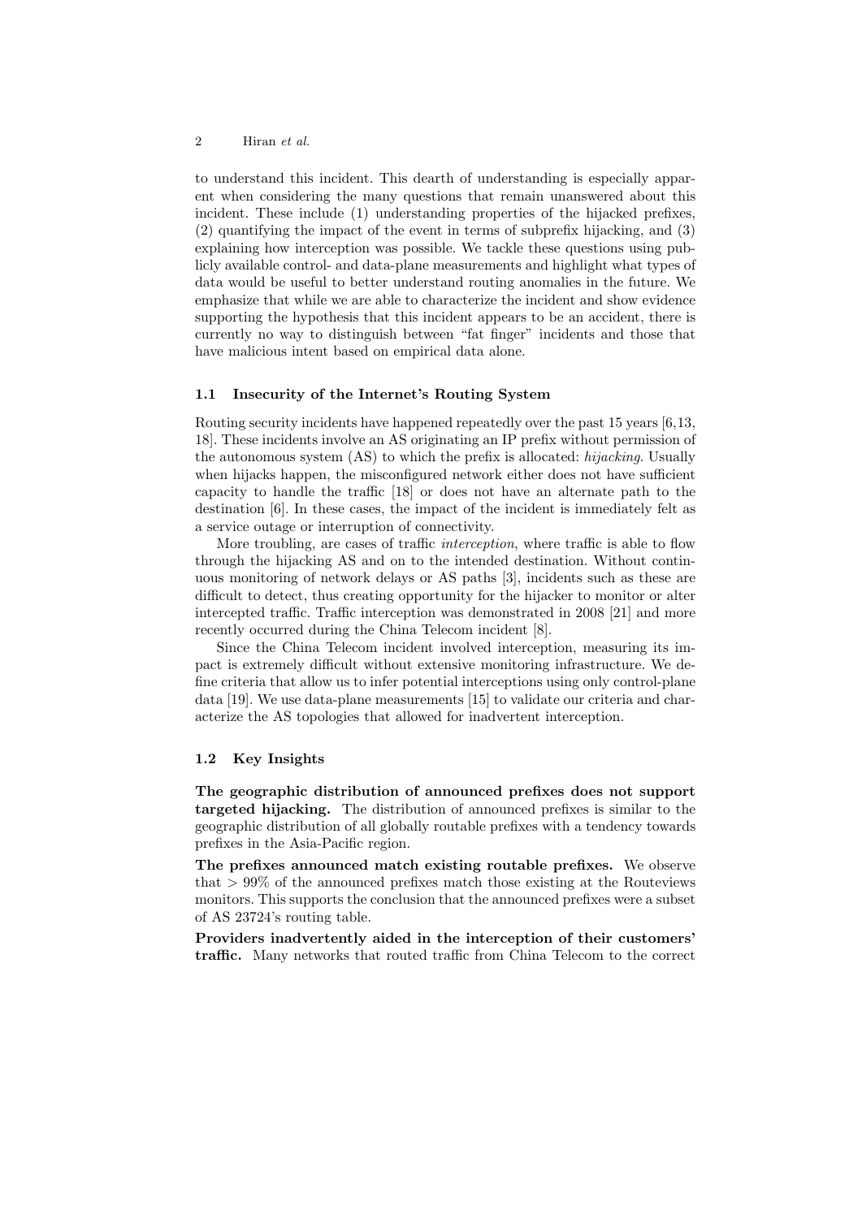to understand this incident. This dearth of understanding is especially apparent when considering the many questions that remain unanswered about this incident. These include (1) understanding properties of the hijacked prefixes, (2) quantifying the impact of the event in terms of subprefix hijacking, and (3) explaining how interception was possible. We tackle these questions using publicly available control- and data-plane measurements and highlight what types of data would be useful to better understand routing anomalies in the future. We emphasize that while we are able to characterize the incident and show evidence supporting the hypothesis that this incident appears to be an accident, there is currently no way to distinguish between "fat finger" incidents and those that have malicious intent based on empirical data alone.

### 1.1 Insecurity of the Internet's Routing System

Routing security incidents have happened repeatedly over the past 15 years [6,13, 18]. These incidents involve an AS originating an IP prefix without permission of the autonomous system (AS) to which the prefix is allocated: *hijacking*. Usually when hijacks happen, the misconfigured network either does not have sufficient capacity to handle the traffic [18] or does not have an alternate path to the destination [6]. In these cases, the impact of the incident is immediately felt as a service outage or interruption of connectivity.

More troubling, are cases of traffic *interception*, where traffic is able to flow through the hijacking AS and on to the intended destination. Without continuous monitoring of network delays or AS paths [3], incidents such as these are difficult to detect, thus creating opportunity for the hijacker to monitor or alter intercepted traffic. Traffic interception was demonstrated in 2008 [21] and more recently occurred during the China Telecom incident [8].

Since the China Telecom incident involved interception, measuring its impact is extremely difficult without extensive monitoring infrastructure. We define criteria that allow us to infer potential interceptions using only control-plane data [19]. We use data-plane measurements [15] to validate our criteria and characterize the AS topologies that allowed for inadvertent interception.

### 1.2 Key Insights

**The geographic distribution of announced prefixes does not support targeted hijacking.** The distribution of announced prefixes is similar to the geographic distribution of all globally routable prefixes with a tendency towards prefixes in the Asia-Pacific region.

**The prefixes announced match existing routable prefixes.** We observe that $> 99\%$ of the announced prefixes match those existing at the Routeviews monitors. This supports the conclusion that the announced prefixes were a subset of AS 23724's routing table.

**Providers inadvertently aided in the interception of their customers' traffic.** Many networks that routed traffic from China Telecom to the correct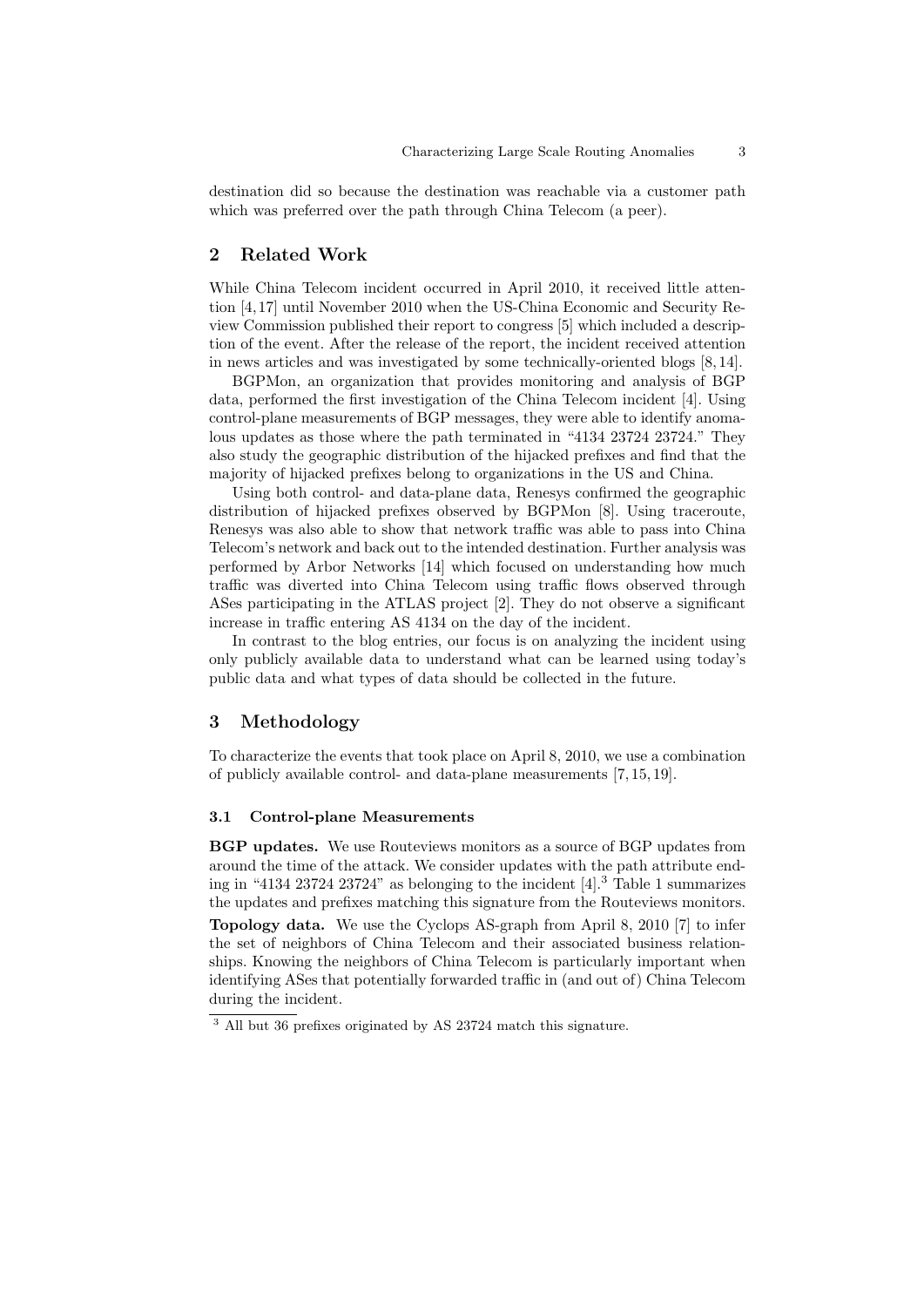destination did so because the destination was reachable via a customer path which was preferred over the path through China Telecom (a peer).

## 2 Related Work

While China Telecom incident occurred in April 2010, it received little attention [4, 17] until November 2010 when the US-China Economic and Security Review Commission published their report to congress [5] which included a description of the event. After the release of the report, the incident received attention in news articles and was investigated by some technically-oriented blogs [8, 14].

BGPMon, an organization that provides monitoring and analysis of BGP data, performed the first investigation of the China Telecom incident [4]. Using control-plane measurements of BGP messages, they were able to identify anomalous updates as those where the path terminated in "4134 23724 23724." They also study the geographic distribution of the hijacked prefixes and find that the majority of hijacked prefixes belong to organizations in the US and China.

Using both control- and data-plane data, Renesys confirmed the geographic distribution of hijacked prefixes observed by BGPMon [8]. Using traceroute, Renesys was also able to show that network traffic was able to pass into China Telecom's network and back out to the intended destination. Further analysis was performed by Arbor Networks [14] which focused on understanding how much traffic was diverted into China Telecom using traffic flows observed through ASes participating in the ATLAS project [2]. They do not observe a significant increase in traffic entering AS 4134 on the day of the incident.

In contrast to the blog entries, our focus is on analyzing the incident using only publicly available data to understand what can be learned using today's public data and what types of data should be collected in the future.

## 3 Methodology

To characterize the events that took place on April 8, 2010, we use a combination of publicly available control- and data-plane measurements [7, 15, 19].

### 3.1 Control-plane Measurements

**BGP updates.** We use Routeviews monitors as a source of BGP updates from around the time of the attack. We consider updates with the path attribute ending in "4134 23724 23724" as belonging to the incident [4].[3] Table 1 summarizes the updates and prefixes matching this signature from the Routeviews monitors.

**Topology data.** We use the Cyclops AS-graph from April 8, 2010 [7] to infer the set of neighbors of China Telecom and their associated business relationships. Knowing the neighbors of China Telecom is particularly important when identifying ASes that potentially forwarded traffic in (and out of) China Telecom during the incident.

[3] All but 36 prefixes originated by AS 23724 match this signature.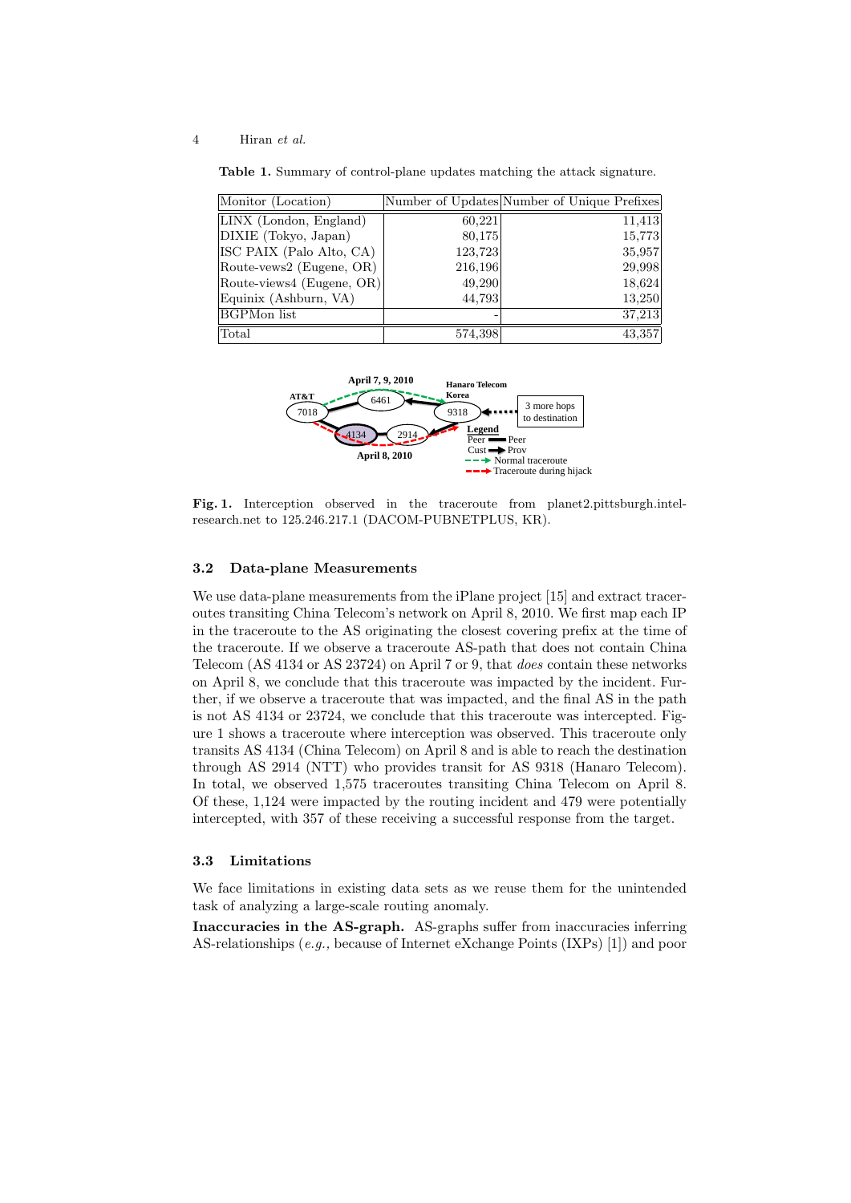**Table 1.** Summary of control-plane updates matching the attack signature.

| Monitor (Location) | Number of Updates | Number of Unique Prefixes |
|---|---|---|
| LINX (London, England) | 60,221 | 11,413 |
| DIXIE (Tokyo, Japan) | 80,175 | 15,773 |
| ISC PAIX (Palo Alto, CA) | 123,723 | 35,957 |
| Route-vews2 (Eugene, OR) | 216,196 | 29,998 |
| Route-views4 (Eugene, OR) | 49,290 | 18,624 |
| Equinix (Ashburn, VA) | 44,793 | 13,250 |
| BGPMon list | - | 37,213 |
| Total | 574,398 | 43,357 |

April 7, 9, 2010
AT&T
7018
6461
Hanaro Telecom Korea
9318
3 more hops to destination
4134
2914
April 8, 2010
Legend
Peer — Peer
Cust → Prov
Normal traceroute
Traceroute during hijack

**Fig. 1.** Interception observed in the traceroute from planet2.pittsburgh.intel-research.net to 125.246.217.1 (DACOM-PUBNETPLUS, KR).

### 3.2 Data-plane Measurements

We use data-plane measurements from the iPlane project [15] and extract traceroutes transiting China Telecom's network on April 8, 2010. We first map each IP in the traceroute to the AS originating the closest covering prefix at the time of the traceroute. If we observe a traceroute AS-path that does not contain China Telecom (AS 4134 or AS 23724) on April 7 or 9, that *does* contain these networks on April 8, we conclude that this traceroute was impacted by the incident. Further, if we observe a traceroute that was impacted, and the final AS in the path is not AS 4134 or 23724, we conclude that this traceroute was intercepted. Figure 1 shows a traceroute where interception was observed. This traceroute only transits AS 4134 (China Telecom) on April 8 and is able to reach the destination through AS 2914 (NTT) who provides transit for AS 9318 (Hanaro Telecom). In total, we observed 1,575 traceroutes transiting China Telecom on April 8. Of these, 1,124 were impacted by the routing incident and 479 were potentially intercepted, with 357 of these receiving a successful response from the target.

### 3.3 Limitations

We face limitations in existing data sets as we reuse them for the unintended task of analyzing a large-scale routing anomaly.

**Inaccuracies in the AS-graph.** AS-graphs suffer from inaccuracies inferring AS-relationships (*e.g.,* because of Internet eXchange Points (IXPs) [1]) and poor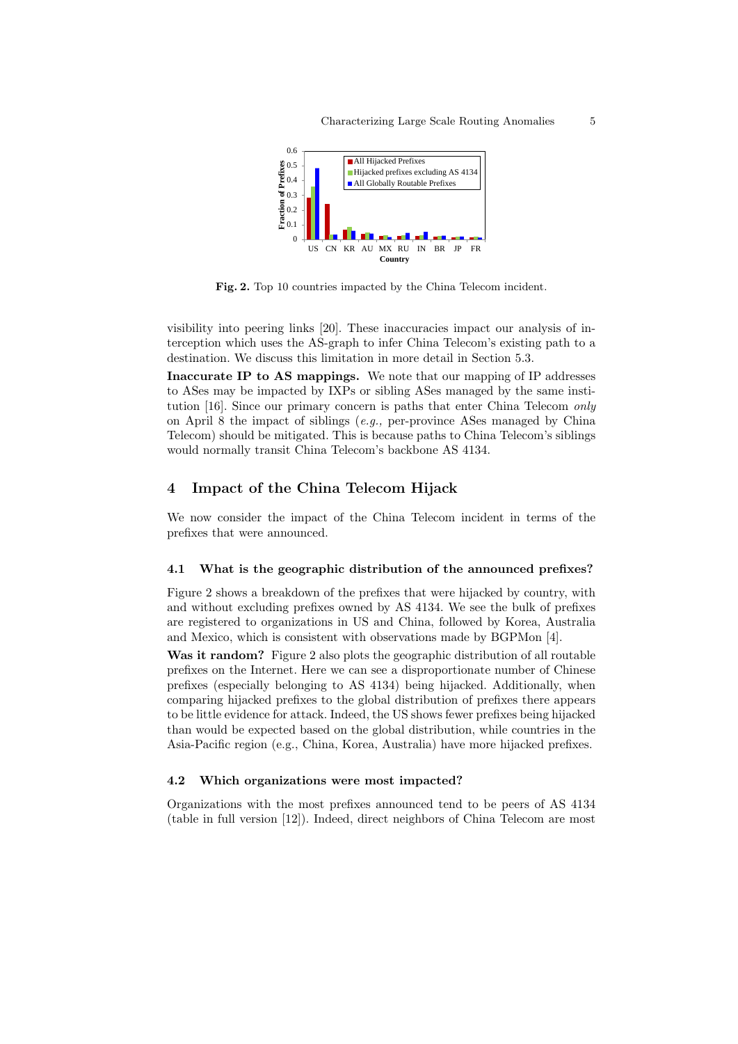0.6
0.5
0.4
0.3
0.2
0.1
0
Fraction of Prefixes
All Hijacked Prefixes
Hijacked prefixes excluding AS 4134
All Globally Routable Prefixes
US CN KR AU MX RU IN BR JP FR
Country

**Fig. 2.** Top 10 countries impacted by the China Telecom incident.

visibility into peering links [20]. These inaccuracies impact our analysis of interception which uses the AS-graph to infer China Telecom's existing path to a destination. We discuss this limitation in more detail in Section 5.3.

**Inaccurate IP to AS mappings.** We note that our mapping of IP addresses to ASes may be impacted by IXPs or sibling ASes managed by the same institution [16]. Since our primary concern is paths that enter China Telecom *only* on April 8 the impact of siblings (*e.g.,* per-province ASes managed by China Telecom) should be mitigated. This is because paths to China Telecom's siblings would normally transit China Telecom's backbone AS 4134.

## 4 Impact of the China Telecom Hijack

We now consider the impact of the China Telecom incident in terms of the prefixes that were announced.

### 4.1 What is the geographic distribution of the announced prefixes?

Figure 2 shows a breakdown of the prefixes that were hijacked by country, with and without excluding prefixes owned by AS 4134. We see the bulk of prefixes are registered to organizations in US and China, followed by Korea, Australia and Mexico, which is consistent with observations made by BGPMon [4].

**Was it random?** Figure 2 also plots the geographic distribution of all routable prefixes on the Internet. Here we can see a disproportionate number of Chinese prefixes (especially belonging to AS 4134) being hijacked. Additionally, when comparing hijacked prefixes to the global distribution of prefixes there appears to be little evidence for attack. Indeed, the US shows fewer prefixes being hijacked than would be expected based on the global distribution, while countries in the Asia-Pacific region (e.g., China, Korea, Australia) have more hijacked prefixes.

### 4.2 Which organizations were most impacted?

Organizations with the most prefixes announced tend to be peers of AS 4134 (table in full version [12]). Indeed, direct neighbors of China Telecom are most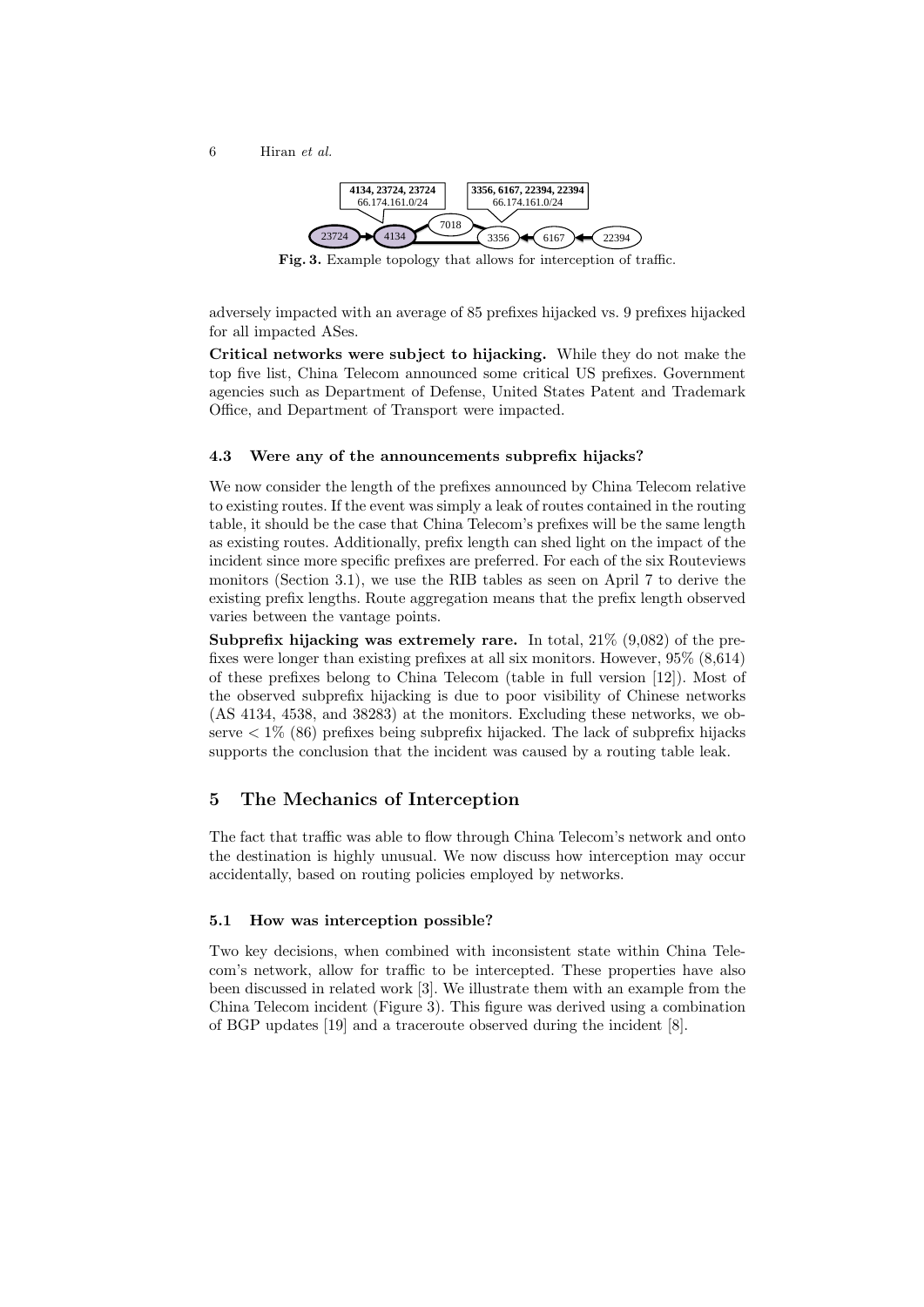4134, 23724, 23724
66.174.161.0/24

3356, 6167, 22394, 22394
66.174.161.0/24

23724

4134

7018

3356

6167

22394

**Fig. 3.** Example topology that allows for interception of traffic.

adversely impacted with an average of 85 prefixes hijacked vs. 9 prefixes hijacked for all impacted ASes.

**Critical networks were subject to hijacking.** While they do not make the top five list, China Telecom announced some critical US prefixes. Government agencies such as Department of Defense, United States Patent and Trademark Office, and Department of Transport were impacted.

### 4.3 Were any of the announcements subprefix hijacks?

We now consider the length of the prefixes announced by China Telecom relative to existing routes. If the event was simply a leak of routes contained in the routing table, it should be the case that China Telecom's prefixes will be the same length as existing routes. Additionally, prefix length can shed light on the impact of the incident since more specific prefixes are preferred. For each of the six Routeviews monitors (Section 3.1), we use the RIB tables as seen on April 7 to derive the existing prefix lengths. Route aggregation means that the prefix length observed varies between the vantage points.

**Subprefix hijacking was extremely rare.** In total, 21% (9,082) of the prefixes were longer than existing prefixes at all six monitors. However, 95% (8,614) of these prefixes belong to China Telecom (table in full version [12]). Most of the observed subprefix hijacking is due to poor visibility of Chinese networks (AS 4134, 4538, and 38283) at the monitors. Excluding these networks, we observe $< 1\%$ (86) prefixes being subprefix hijacked. The lack of subprefix hijacks supports the conclusion that the incident was caused by a routing table leak.

## 5 The Mechanics of Interception

The fact that traffic was able to flow through China Telecom's network and onto the destination is highly unusual. We now discuss how interception may occur accidentally, based on routing policies employed by networks.

### 5.1 How was interception possible?

Two key decisions, when combined with inconsistent state within China Telecom's network, allow for traffic to be intercepted. These properties have also been discussed in related work [3]. We illustrate them with an example from the China Telecom incident (Figure 3). This figure was derived using a combination of BGP updates [19] and a traceroute observed during the incident [8].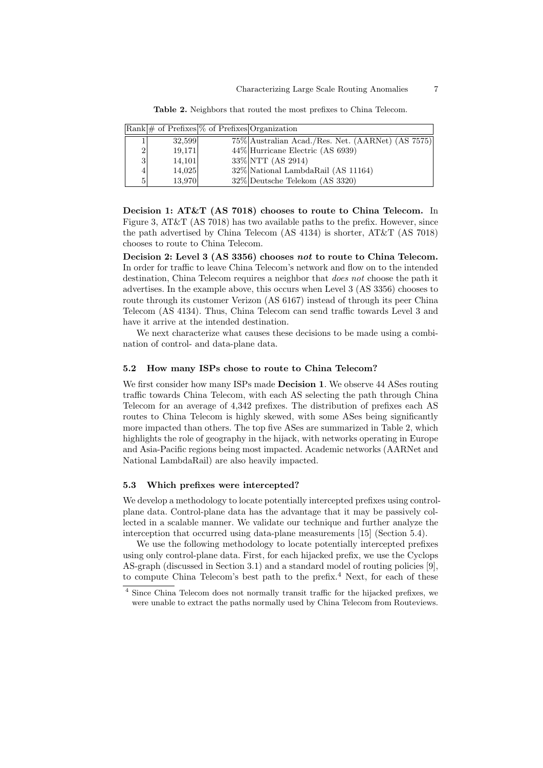**Table 2.** Neighbors that routed the most prefixes to China Telecom.

| Rank | # of Prefixes | % of Prefixes | Organization |
|---|---|---|---|
| 1 | 32,599 | 75% | Australian Acad./Res. Net. (AARNet) (AS 7575) |
| 2 | 19,171 | 44% | Hurricane Electric (AS 6939) |
| 3 | 14,101 | 33% | NTT (AS 2914) |
| 4 | 14,025 | 32% | National LambdaRail (AS 11164) |
| 5 | 13,970 | 32% | Deutsche Telekom (AS 3320) |

**Decision 1: AT&T (AS 7018) chooses to route to China Telecom.** In Figure 3, AT&T (AS 7018) has two available paths to the prefix. However, since the path advertised by China Telecom (AS 4134) is shorter, AT&T (AS 7018) chooses to route to China Telecom.

**Decision 2: Level 3 (AS 3356) chooses *not* to route to China Telecom.** In order for traffic to leave China Telecom's network and flow on to the intended destination, China Telecom requires a neighbor that *does not* choose the path it advertises. In the example above, this occurs when Level 3 (AS 3356) chooses to route through its customer Verizon (AS 6167) instead of through its peer China Telecom (AS 4134). Thus, China Telecom can send traffic towards Level 3 and have it arrive at the intended destination.

We next characterize what causes these decisions to be made using a combination of control- and data-plane data.

### 5.2 How many ISPs chose to route to China Telecom?

We first consider how many ISPs made **Decision 1**. We observe 44 ASes routing traffic towards China Telecom, with each AS selecting the path through China Telecom for an average of 4,342 prefixes. The distribution of prefixes each AS routes to China Telecom is highly skewed, with some ASes being significantly more impacted than others. The top five ASes are summarized in Table 2, which highlights the role of geography in the hijack, with networks operating in Europe and Asia-Pacific regions being most impacted. Academic networks (AARNet and National LambdaRail) are also heavily impacted.

### 5.3 Which prefixes were intercepted?

We develop a methodology to locate potentially intercepted prefixes using control-plane data. Control-plane data has the advantage that it may be passively collected in a scalable manner. We validate our technique and further analyze the interception that occurred using data-plane measurements [15] (Section 5.4).

We use the following methodology to locate potentially intercepted prefixes using only control-plane data. First, for each hijacked prefix, we use the Cyclops AS-graph (discussed in Section 3.1) and a standard model of routing policies [9], to compute China Telecom's best path to the prefix.[4] Next, for each of these

[4] Since China Telecom does not normally transit traffic for the hijacked prefixes, we were unable to extract the paths normally used by China Telecom from Routeviews.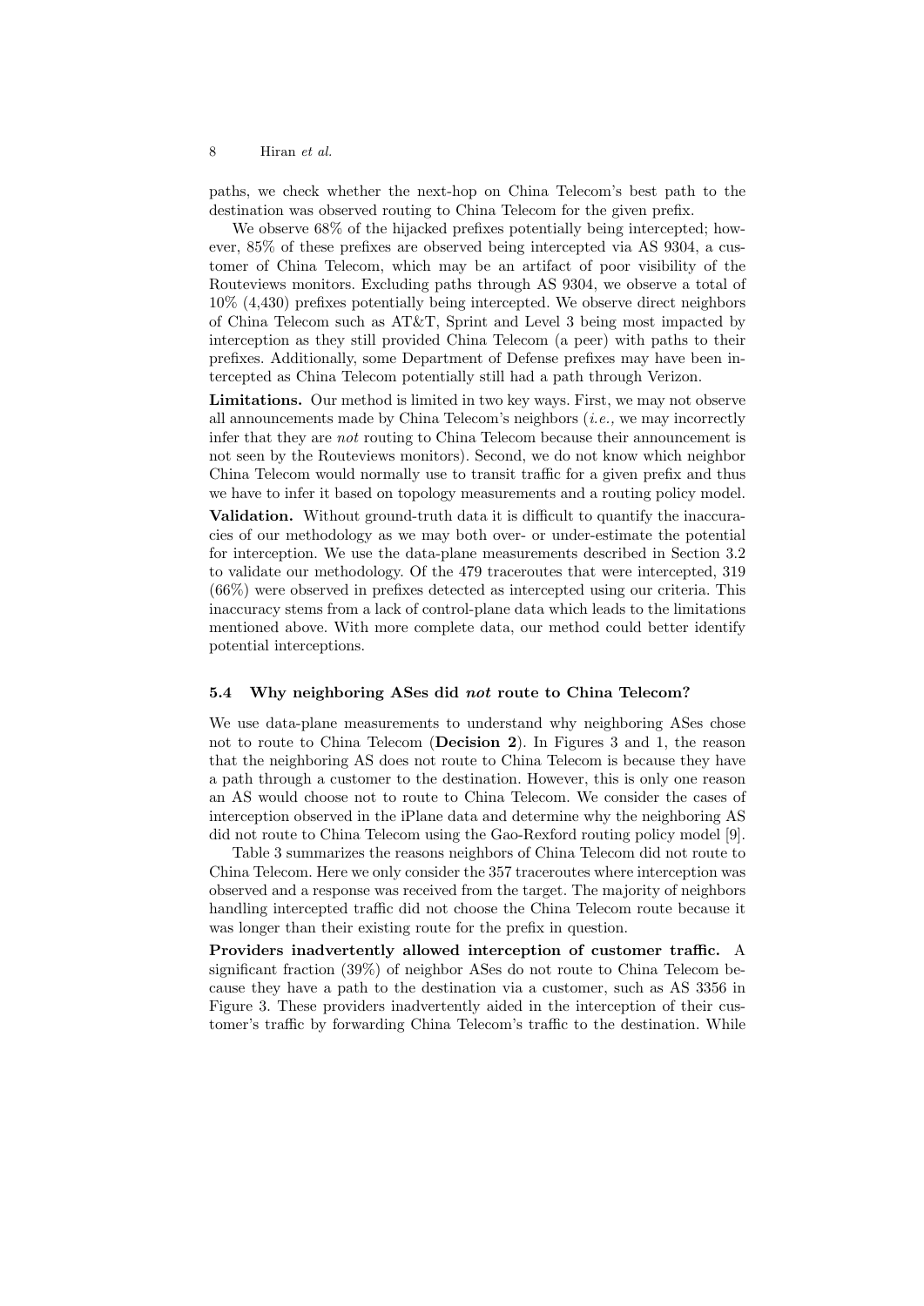paths, we check whether the next-hop on China Telecom's best path to the destination was observed routing to China Telecom for the given prefix.

We observe 68% of the hijacked prefixes potentially being intercepted; however, 85% of these prefixes are observed being intercepted via AS 9304, a customer of China Telecom, which may be an artifact of poor visibility of the Routeviews monitors. Excluding paths through AS 9304, we observe a total of 10% (4,430) prefixes potentially being intercepted. We observe direct neighbors of China Telecom such as AT&T, Sprint and Level 3 being most impacted by interception as they still provided China Telecom (a peer) with paths to their prefixes. Additionally, some Department of Defense prefixes may have been intercepted as China Telecom potentially still had a path through Verizon.

**Limitations.** Our method is limited in two key ways. First, we may not observe all announcements made by China Telecom's neighbors (*i.e.,* we may incorrectly infer that they are *not* routing to China Telecom because their announcement is not seen by the Routeviews monitors). Second, we do not know which neighbor China Telecom would normally use to transit traffic for a given prefix and thus we have to infer it based on topology measurements and a routing policy model.

**Validation.** Without ground-truth data it is difficult to quantify the inaccuracies of our methodology as we may both over- or under-estimate the potential for interception. We use the data-plane measurements described in Section 3.2 to validate our methodology. Of the 479 traceroutes that were intercepted, 319 (66%) were observed in prefixes detected as intercepted using our criteria. This inaccuracy stems from a lack of control-plane data which leads to the limitations mentioned above. With more complete data, our method could better identify potential interceptions.

### 5.4 Why neighboring ASes did *not* route to China Telecom?

We use data-plane measurements to understand why neighboring ASes chose not to route to China Telecom (**Decision 2**). In Figures 3 and 1, the reason that the neighboring AS does not route to China Telecom is because they have a path through a customer to the destination. However, this is only one reason an AS would choose not to route to China Telecom. We consider the cases of interception observed in the iPlane data and determine why the neighboring AS did not route to China Telecom using the Gao-Rexford routing policy model [9].

Table 3 summarizes the reasons neighbors of China Telecom did not route to China Telecom. Here we only consider the 357 traceroutes where interception was observed and a response was received from the target. The majority of neighbors handling intercepted traffic did not choose the China Telecom route because it was longer than their existing route for the prefix in question.

**Providers inadvertently allowed interception of customer traffic.** A significant fraction (39%) of neighbor ASes do not route to China Telecom because they have a path to the destination via a customer, such as AS 3356 in Figure 3. These providers inadvertently aided in the interception of their customer's traffic by forwarding China Telecom's traffic to the destination. While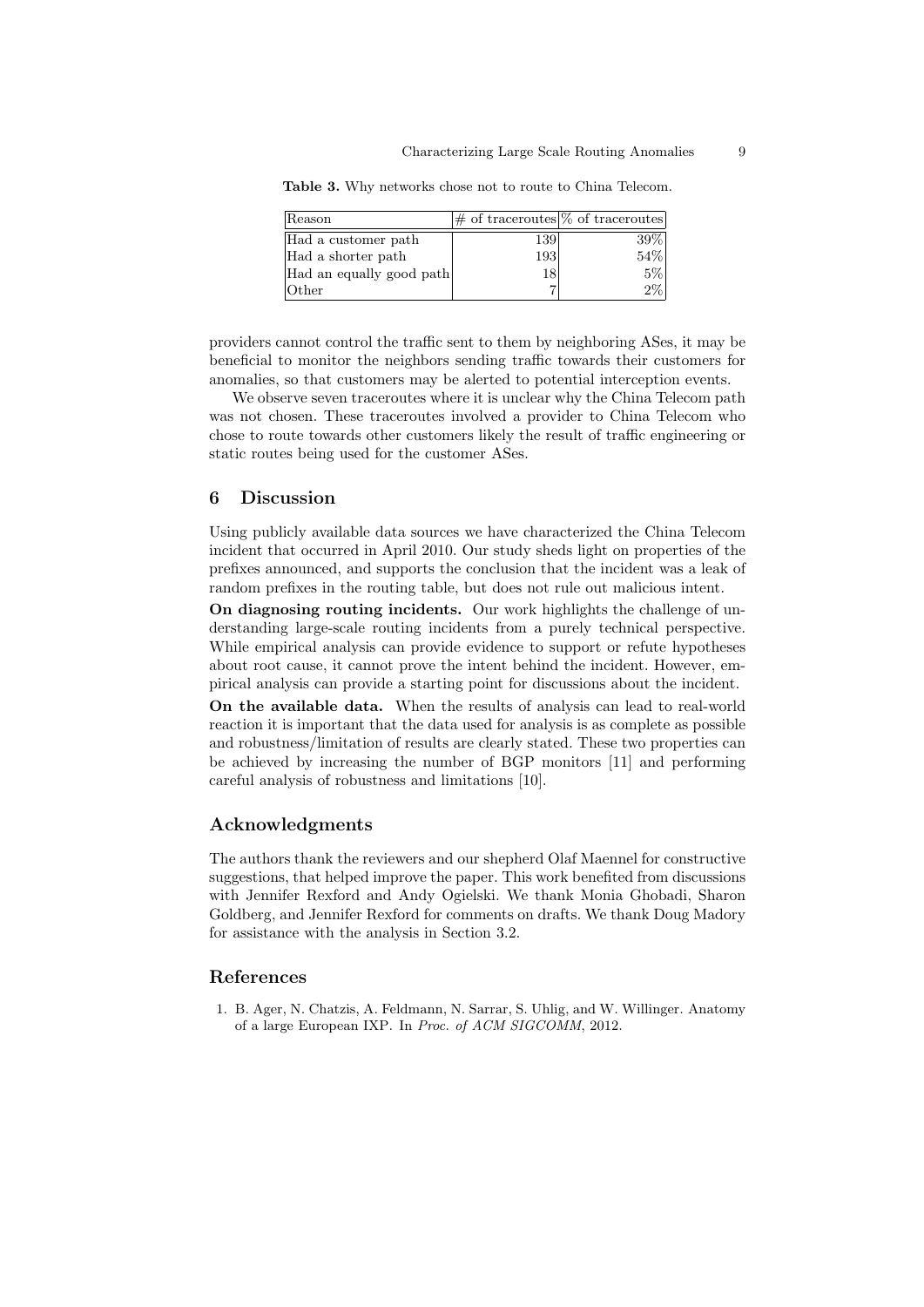**Table 3.** Why networks chose not to route to China Telecom.

| Reason | # of traceroutes | % of traceroutes |
|---|---|---|
| Had a customer path | 139 | 39% |
| Had a shorter path | 193 | 54% |
| Had an equally good path | 18 | 5% |
| Other | 7 | 2% |

providers cannot control the traffic sent to them by neighboring ASes, it may be beneficial to monitor the neighbors sending traffic towards their customers for anomalies, so that customers may be alerted to potential interception events.

We observe seven traceroutes where it is unclear why the China Telecom path was not chosen. These traceroutes involved a provider to China Telecom who chose to route towards other customers likely the result of traffic engineering or static routes being used for the customer ASes.

## 6 Discussion

Using publicly available data sources we have characterized the China Telecom incident that occurred in April 2010. Our study sheds light on properties of the prefixes announced, and supports the conclusion that the incident was a leak of random prefixes in the routing table, but does not rule out malicious intent.

**On diagnosing routing incidents.** Our work highlights the challenge of understanding large-scale routing incidents from a purely technical perspective. While empirical analysis can provide evidence to support or refute hypotheses about root cause, it cannot prove the intent behind the incident. However, empirical analysis can provide a starting point for discussions about the incident.

**On the available data.** When the results of analysis can lead to real-world reaction it is important that the data used for analysis is as complete as possible and robustness/limitation of results are clearly stated. These two properties can be achieved by increasing the number of BGP monitors [11] and performing careful analysis of robustness and limitations [10].

## Acknowledgments

The authors thank the reviewers and our shepherd Olaf Maennel for constructive suggestions, that helped improve the paper. This work benefited from discussions with Jennifer Rexford and Andy Ogielski. We thank Monia Ghobadi, Sharon Goldberg, and Jennifer Rexford for comments on drafts. We thank Doug Madory for assistance with the analysis in Section 3.2.

## References

1. B. Ager, N. Chatzis, A. Feldmann, N. Sarrar, S. Uhlig, and W. Willinger. Anatomy of a large European IXP. In *Proc. of ACM SIGCOMM*, 2012.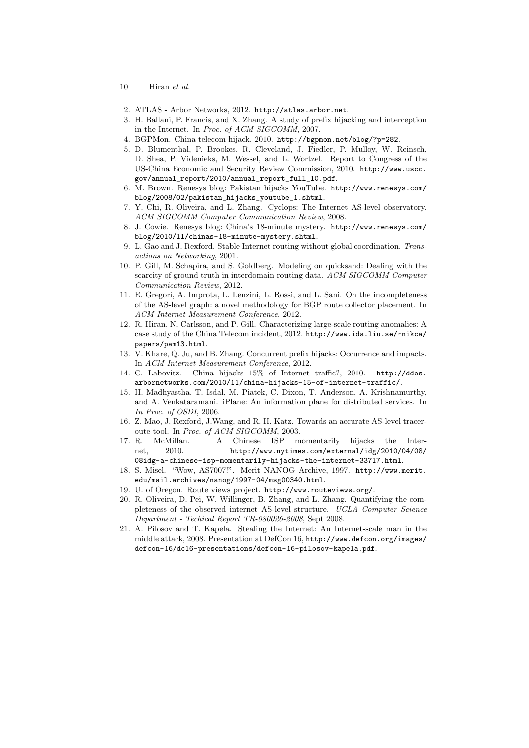2. ATLAS - Arbor Networks, 2012. http://atlas.arbor.net.
3. H. Ballani, P. Francis, and X. Zhang. A study of prefix hijacking and interception in the Internet. In *Proc. of ACM SIGCOMM*, 2007.
4. BGPMon. China telecom hijack, 2010. http://bgpmon.net/blog/?p=282.
5. D. Blumenthal, P. Brookes, R. Cleveland, J. Fiedler, P. Mulloy, W. Reinsch, D. Shea, P. Videnieks, M. Wessel, and L. Wortzel. Report to Congress of the US-China Economic and Security Review Commission, 2010. http://www.uscc.gov/annual_report/2010/annual_report_full_10.pdf.
6. M. Brown. Renesys blog: Pakistan hijacks YouTube. http://www.renesys.com/blog/2008/02/pakistan_hijacks_youtube_1.shtml.
7. Y. Chi, R. Oliveira, and L. Zhang. Cyclops: The Internet AS-level observatory. *ACM SIGCOMM Computer Communication Review*, 2008.
8. J. Cowie. Renesys blog: China's 18-minute mystery. http://www.renesys.com/blog/2010/11/chinas-18-minute-mystery.shtml.
9. L. Gao and J. Rexford. Stable Internet routing without global coordination. *Transactions on Networking*, 2001.
10. P. Gill, M. Schapira, and S. Goldberg. Modeling on quicksand: Dealing with the scarcity of ground truth in interdomain routing data. *ACM SIGCOMM Computer Communication Review*, 2012.
11. E. Gregori, A. Improta, L. Lenzini, L. Rossi, and L. Sani. On the incompleteness of the AS-level graph: a novel methodology for BGP route collector placement. In *ACM Internet Measurement Conference*, 2012.
12. R. Hiran, N. Carlsson, and P. Gill. Characterizing large-scale routing anomalies: A case study of the China Telecom incident, 2012. http://www.ida.liu.se/~nikca/papers/pam13.html.
13. V. Khare, Q. Ju, and B. Zhang. Concurrent prefix hijacks: Occurrence and impacts. In *ACM Internet Measurement Conference*, 2012.
14. C. Labovitz. China hijacks 15% of Internet traffic?, 2010. http://ddos.arbornetworks.com/2010/11/china-hijacks-15-of-internet-traffic/.
15. H. Madhyastha, T. Isdal, M. Piatek, C. Dixon, T. Anderson, A. Krishnamurthy, and A. Venkataramani. iPlane: An information plane for distributed services. In *In Proc. of OSDI*, 2006.
16. Z. Mao, J. Rexford, J.Wang, and R. H. Katz. Towards an accurate AS-level traceroute tool. In *Proc. of ACM SIGCOMM*, 2003.
17. R. McMillan. A Chinese ISP momentarily hijacks the Internet, 2010. http://www.nytimes.com/external/idg/2010/04/08/08idg-a-chinese-isp-momentarily-hijacks-the-internet-33717.html.
18. S. Misel. "Wow, AS7007!". Merit NANOG Archive, 1997. http://www.merit.edu/mail.archives/nanog/1997-04/msg00340.html.
19. U. of Oregon. Route views project. http://www.routeviews.org/.
20. R. Oliveira, D. Pei, W. Willinger, B. Zhang, and L. Zhang. Quantifying the completeness of the observed internet AS-level structure. *UCLA Computer Science Department - Techical Report TR-080026-2008*, Sept 2008.
21. A. Pilosov and T. Kapela. Stealing the Internet: An Internet-scale man in the middle attack, 2008. Presentation at DefCon 16, http://www.defcon.org/images/defcon-16/dc16-presentations/defcon-16-pilosov-kapela.pdf.